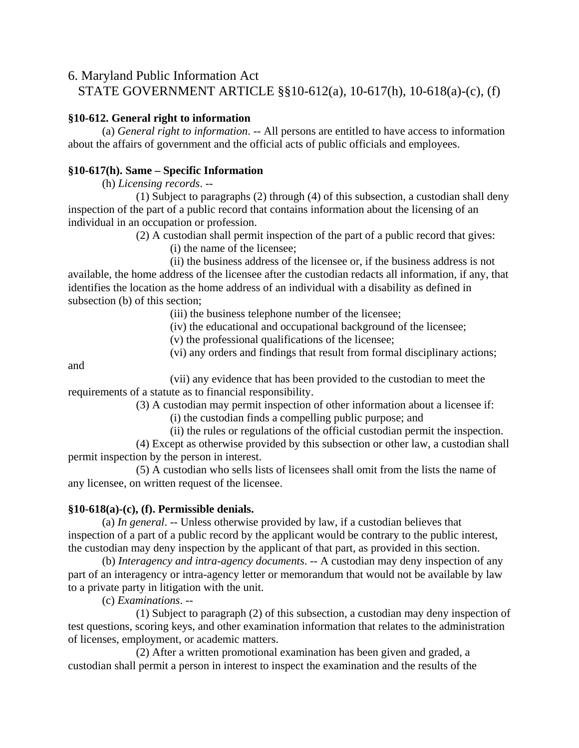# 6. Maryland Public Information Act
## STATE GOVERNMENT ARTICLE §§10-612(a), 10-617(h), 10-618(a)-(c), (f)

**§10-612. General right to information**

(a) *General right to information*. -- All persons are entitled to have access to information about the affairs of government and the official acts of public officials and employees.

**§10-617(h). Same – Specific Information**

(h) *Licensing records*. --

(1) Subject to paragraphs (2) through (4) of this subsection, a custodian shall deny inspection of the part of a public record that contains information about the licensing of an individual in an occupation or profession.

(2) A custodian shall permit inspection of the part of a public record that gives:

(i) the name of the licensee;

(ii) the business address of the licensee or, if the business address is not available, the home address of the licensee after the custodian redacts all information, if any, that identifies the location as the home address of an individual with a disability as defined in subsection (b) of this section;

(iii) the business telephone number of the licensee;

(iv) the educational and occupational background of the licensee;

(v) the professional qualifications of the licensee;

(vi) any orders and findings that result from formal disciplinary actions; and

(vii) any evidence that has been provided to the custodian to meet the requirements of a statute as to financial responsibility.

(3) A custodian may permit inspection of other information about a licensee if:

(i) the custodian finds a compelling public purpose; and

(ii) the rules or regulations of the official custodian permit the inspection.

(4) Except as otherwise provided by this subsection or other law, a custodian shall permit inspection by the person in interest.

(5) A custodian who sells lists of licensees shall omit from the lists the name of any licensee, on written request of the licensee.

**§10-618(a)-(c), (f). Permissible denials.**

(a) *In general*. -- Unless otherwise provided by law, if a custodian believes that inspection of a part of a public record by the applicant would be contrary to the public interest, the custodian may deny inspection by the applicant of that part, as provided in this section.

(b) *Interagency and intra-agency documents*. -- A custodian may deny inspection of any part of an interagency or intra-agency letter or memorandum that would not be available by law to a private party in litigation with the unit.

(c) *Examinations*. --

(1) Subject to paragraph (2) of this subsection, a custodian may deny inspection of test questions, scoring keys, and other examination information that relates to the administration of licenses, employment, or academic matters.

(2) After a written promotional examination has been given and graded, a custodian shall permit a person in interest to inspect the examination and the results of the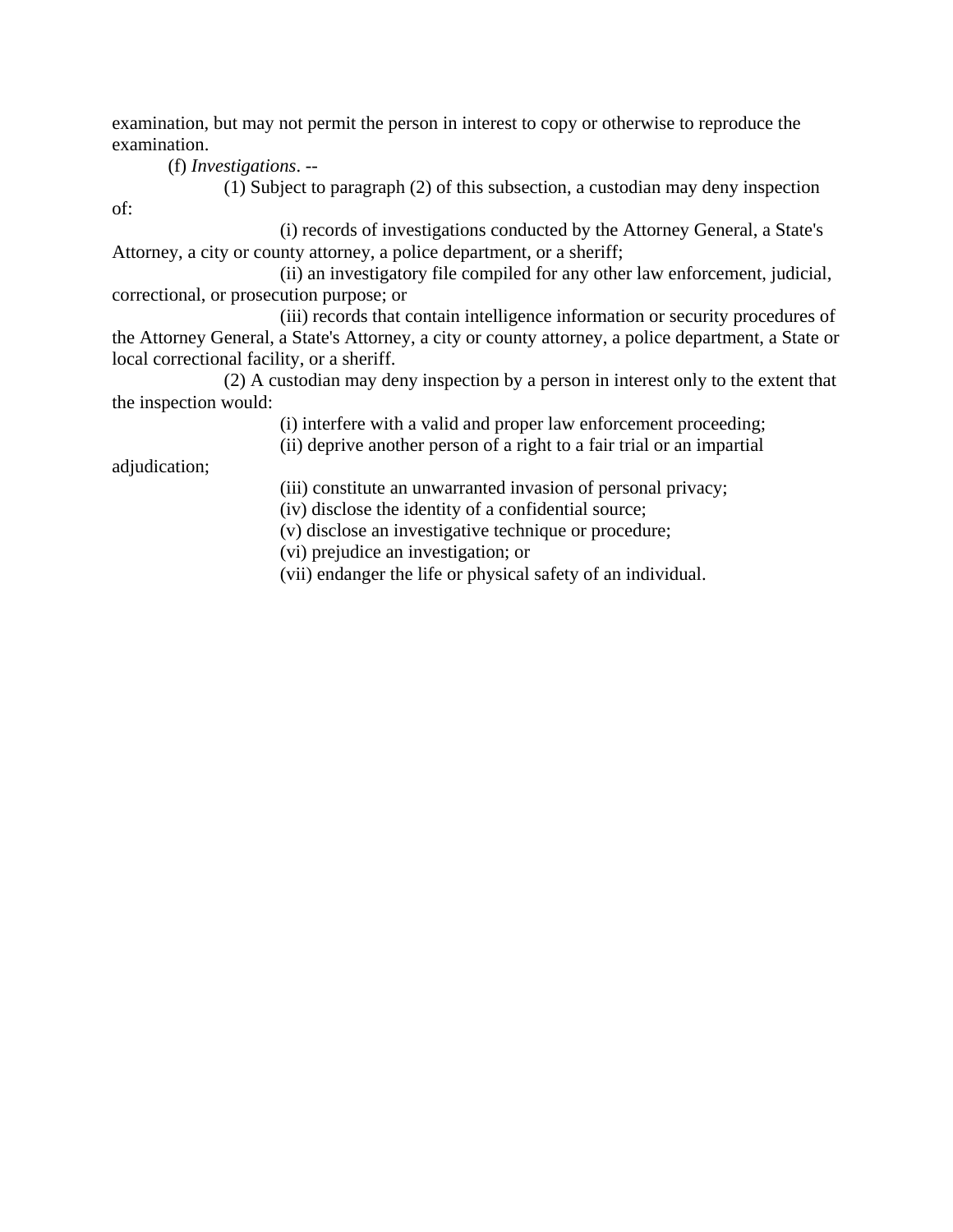examination, but may not permit the person in interest to copy or otherwise to reproduce the examination.

(f) *Investigations*. --

(1) Subject to paragraph (2) of this subsection, a custodian may deny inspection of:

(i) records of investigations conducted by the Attorney General, a State's Attorney, a city or county attorney, a police department, or a sheriff;

(ii) an investigatory file compiled for any other law enforcement, judicial, correctional, or prosecution purpose; or

(iii) records that contain intelligence information or security procedures of the Attorney General, a State's Attorney, a city or county attorney, a police department, a State or local correctional facility, or a sheriff.

(2) A custodian may deny inspection by a person in interest only to the extent that the inspection would:

(i) interfere with a valid and proper law enforcement proceeding;

(ii) deprive another person of a right to a fair trial or an impartial adjudication;

(iii) constitute an unwarranted invasion of personal privacy;

(iv) disclose the identity of a confidential source;

(v) disclose an investigative technique or procedure;

(vi) prejudice an investigation; or

(vii) endanger the life or physical safety of an individual.